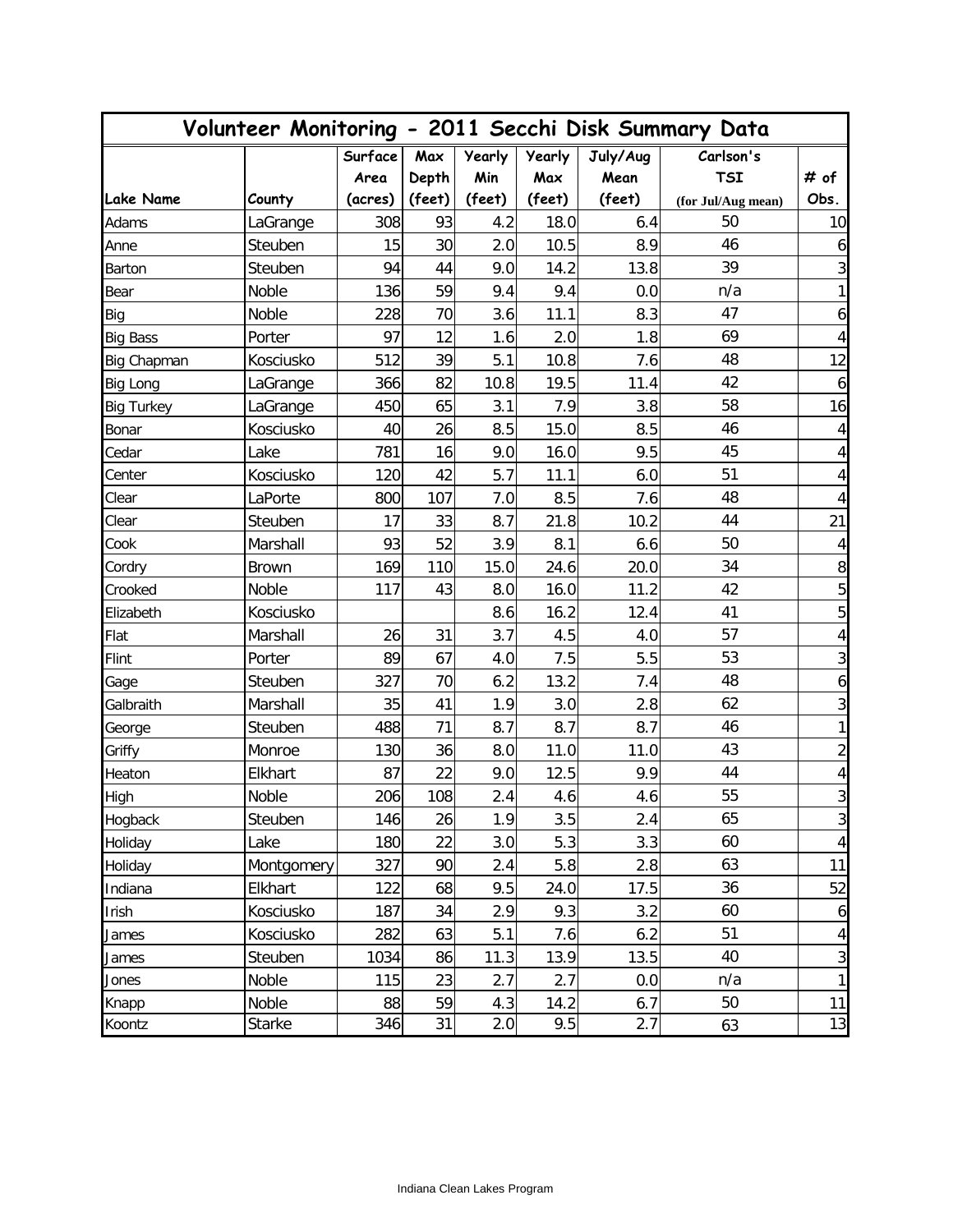| Volunteer Monitoring - 2011 Secchi Disk Summary Data | | | | | | | | |
|---|---|---|---|---|---|---|---|---|
| Lake Name | County | Surface Area (acres) | Max Depth (feet) | Yearly Min (feet) | Yearly Max (feet) | July/Aug Mean (feet) | Carlson's TSI (for Jul/Aug mean) | # of Obs. |
| Adams | LaGrange | 308 | 93 | 4.2 | 18.0 | 6.4 | 50 | 10 |
| Anne | Steuben | 15 | 30 | 2.0 | 10.5 | 8.9 | 46 | 6 |
| Barton | Steuben | 94 | 44 | 9.0 | 14.2 | 13.8 | 39 | 3 |
| Bear | Noble | 136 | 59 | 9.4 | 9.4 | 0.0 | n/a | 1 |
| Big | Noble | 228 | 70 | 3.6 | 11.1 | 8.3 | 47 | 6 |
| Big Bass | Porter | 97 | 12 | 1.6 | 2.0 | 1.8 | 69 | 4 |
| Big Chapman | Kosciusko | 512 | 39 | 5.1 | 10.8 | 7.6 | 48 | 12 |
| Big Long | LaGrange | 366 | 82 | 10.8 | 19.5 | 11.4 | 42 | 6 |
| Big Turkey | LaGrange | 450 | 65 | 3.1 | 7.9 | 3.8 | 58 | 16 |
| Bonar | Kosciusko | 40 | 26 | 8.5 | 15.0 | 8.5 | 46 | 4 |
| Cedar | Lake | 781 | 16 | 9.0 | 16.0 | 9.5 | 45 | 4 |
| Center | Kosciusko | 120 | 42 | 5.7 | 11.1 | 6.0 | 51 | 4 |
| Clear | LaPorte | 800 | 107 | 7.0 | 8.5 | 7.6 | 48 | 4 |
| Clear | Steuben | 17 | 33 | 8.7 | 21.8 | 10.2 | 44 | 21 |
| Cook | Marshall | 93 | 52 | 3.9 | 8.1 | 6.6 | 50 | 4 |
| Cordry | Brown | 169 | 110 | 15.0 | 24.6 | 20.0 | 34 | 8 |
| Crooked | Noble | 117 | 43 | 8.0 | 16.0 | 11.2 | 42 | 5 |
| Elizabeth | Kosciusko | | | 8.6 | 16.2 | 12.4 | 41 | 5 |
| Flat | Marshall | 26 | 31 | 3.7 | 4.5 | 4.0 | 57 | 4 |
| Flint | Porter | 89 | 67 | 4.0 | 7.5 | 5.5 | 53 | 3 |
| Gage | Steuben | 327 | 70 | 6.2 | 13.2 | 7.4 | 48 | 6 |
| Galbraith | Marshall | 35 | 41 | 1.9 | 3.0 | 2.8 | 62 | 3 |
| George | Steuben | 488 | 71 | 8.7 | 8.7 | 8.7 | 46 | 1 |
| Griffy | Monroe | 130 | 36 | 8.0 | 11.0 | 11.0 | 43 | 2 |
| Heaton | Elkhart | 87 | 22 | 9.0 | 12.5 | 9.9 | 44 | 4 |
| High | Noble | 206 | 108 | 2.4 | 4.6 | 4.6 | 55 | 3 |
| Hogback | Steuben | 146 | 26 | 1.9 | 3.5 | 2.4 | 65 | 3 |
| Holiday | Lake | 180 | 22 | 3.0 | 5.3 | 3.3 | 60 | 4 |
| Holiday | Montgomery | 327 | 90 | 2.4 | 5.8 | 2.8 | 63 | 11 |
| Indiana | Elkhart | 122 | 68 | 9.5 | 24.0 | 17.5 | 36 | 52 |
| Irish | Kosciusko | 187 | 34 | 2.9 | 9.3 | 3.2 | 60 | 6 |
| James | Kosciusko | 282 | 63 | 5.1 | 7.6 | 6.2 | 51 | 4 |
| James | Steuben | 1034 | 86 | 11.3 | 13.9 | 13.5 | 40 | 3 |
| Jones | Noble | 115 | 23 | 2.7 | 2.7 | 0.0 | n/a | 1 |
| Knapp | Noble | 88 | 59 | 4.3 | 14.2 | 6.7 | 50 | 11 |
| Koontz | Starke | 346 | 31 | 2.0 | 9.5 | 2.7 | 63 | 13 |

Indiana Clean Lakes Program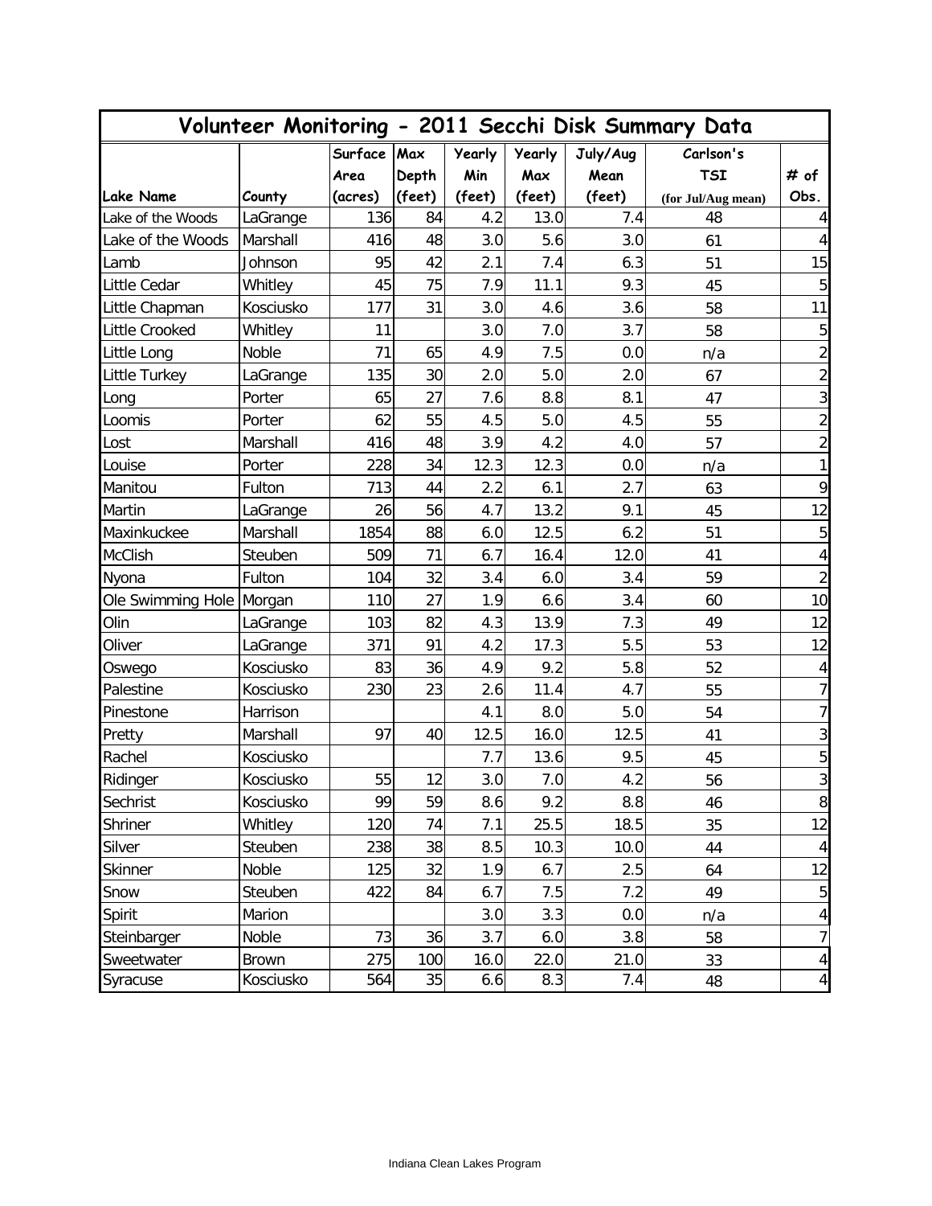| Volunteer Monitoring - 2011 Secchi Disk Summary Data | | | | | | | | |
|---|---|---|---|---|---|---|---|---|
| Lake Name | County | Surface Area (acres) | Max Depth (feet) | Yearly Min (feet) | Yearly Max (feet) | July/Aug Mean (feet) | Carlson's TSI (for Jul/Aug mean) | # of Obs. |
| Lake of the Woods | LaGrange | 136 | 84 | 4.2 | 13.0 | 7.4 | 48 | 4 |
| Lake of the Woods | Marshall | 416 | 48 | 3.0 | 5.6 | 3.0 | 61 | 4 |
| Lamb | Johnson | 95 | 42 | 2.1 | 7.4 | 6.3 | 51 | 15 |
| Little Cedar | Whitley | 45 | 75 | 7.9 | 11.1 | 9.3 | 45 | 5 |
| Little Chapman | Kosciusko | 177 | 31 | 3.0 | 4.6 | 3.6 | 58 | 11 |
| Little Crooked | Whitley | 11 | | 3.0 | 7.0 | 3.7 | 58 | 5 |
| Little Long | Noble | 71 | 65 | 4.9 | 7.5 | 0.0 | n/a | 2 |
| Little Turkey | LaGrange | 135 | 30 | 2.0 | 5.0 | 2.0 | 67 | 2 |
| Long | Porter | 65 | 27 | 7.6 | 8.8 | 8.1 | 47 | 3 |
| Loomis | Porter | 62 | 55 | 4.5 | 5.0 | 4.5 | 55 | 2 |
| Lost | Marshall | 416 | 48 | 3.9 | 4.2 | 4.0 | 57 | 2 |
| Louise | Porter | 228 | 34 | 12.3 | 12.3 | 0.0 | n/a | 1 |
| Manitou | Fulton | 713 | 44 | 2.2 | 6.1 | 2.7 | 63 | 9 |
| Martin | LaGrange | 26 | 56 | 4.7 | 13.2 | 9.1 | 45 | 12 |
| Maxinkuckee | Marshall | 1854 | 88 | 6.0 | 12.5 | 6.2 | 51 | 5 |
| McClish | Steuben | 509 | 71 | 6.7 | 16.4 | 12.0 | 41 | 4 |
| Nyona | Fulton | 104 | 32 | 3.4 | 6.0 | 3.4 | 59 | 2 |
| Ole Swimming Hole | Morgan | 110 | 27 | 1.9 | 6.6 | 3.4 | 60 | 10 |
| Olin | LaGrange | 103 | 82 | 4.3 | 13.9 | 7.3 | 49 | 12 |
| Oliver | LaGrange | 371 | 91 | 4.2 | 17.3 | 5.5 | 53 | 12 |
| Oswego | Kosciusko | 83 | 36 | 4.9 | 9.2 | 5.8 | 52 | 4 |
| Palestine | Kosciusko | 230 | 23 | 2.6 | 11.4 | 4.7 | 55 | 7 |
| Pinestone | Harrison | | | 4.1 | 8.0 | 5.0 | 54 | 7 |
| Pretty | Marshall | 97 | 40 | 12.5 | 16.0 | 12.5 | 41 | 3 |
| Rachel | Kosciusko | | | 7.7 | 13.6 | 9.5 | 45 | 5 |
| Ridinger | Kosciusko | 55 | 12 | 3.0 | 7.0 | 4.2 | 56 | 3 |
| Sechrist | Kosciusko | 99 | 59 | 8.6 | 9.2 | 8.8 | 46 | 8 |
| Shriner | Whitley | 120 | 74 | 7.1 | 25.5 | 18.5 | 35 | 12 |
| Silver | Steuben | 238 | 38 | 8.5 | 10.3 | 10.0 | 44 | 4 |
| Skinner | Noble | 125 | 32 | 1.9 | 6.7 | 2.5 | 64 | 12 |
| Snow | Steuben | 422 | 84 | 6.7 | 7.5 | 7.2 | 49 | 5 |
| Spirit | Marion | | | 3.0 | 3.3 | 0.0 | n/a | 4 |
| Steinbarger | Noble | 73 | 36 | 3.7 | 6.0 | 3.8 | 58 | 7 |
| Sweetwater | Brown | 275 | 100 | 16.0 | 22.0 | 21.0 | 33 | 4 |
| Syracuse | Kosciusko | 564 | 35 | 6.6 | 8.3 | 7.4 | 48 | 4 |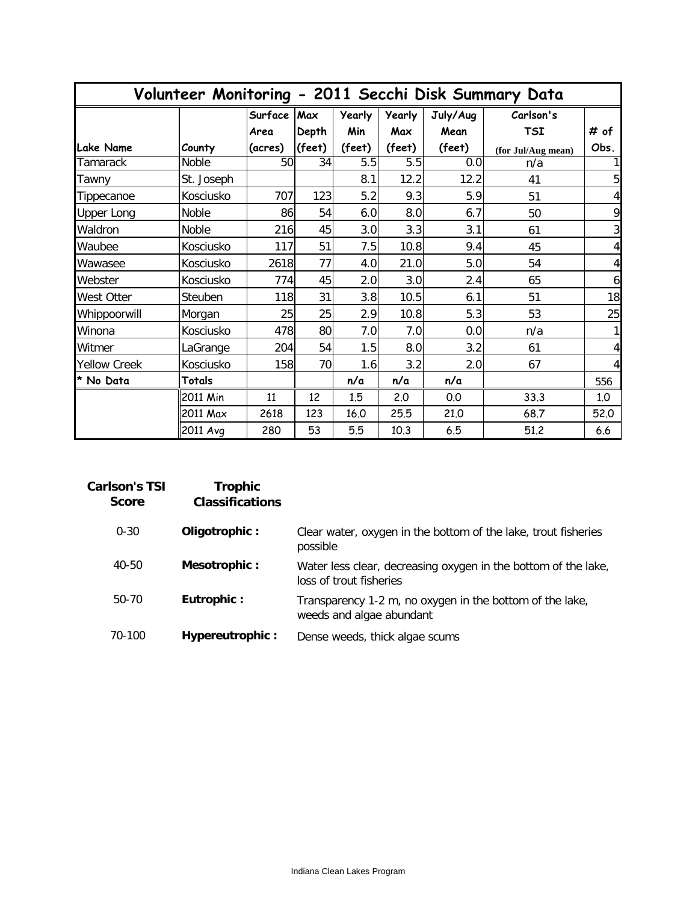| Volunteer Monitoring - 2011 Secchi Disk Summary Data | | | | | | | | |
|---|---|---|---|---|---|---|---|---|
| Lake Name | County | Surface Area (acres) | Max Depth (feet) | Yearly Min (feet) | Yearly Max (feet) | July/Aug Mean (feet) | Carlson's TSI (for Jul/Aug mean) | # of Obs. |
| Tamarack | Noble | 50 | 34 | 5.5 | 5.5 | 0.0 | n/a | 1 |
| Tawny | St. Joseph | | | 8.1 | 12.2 | 12.2 | 41 | 5 |
| Tippecanoe | Kosciusko | 707 | 123 | 5.2 | 9.3 | 5.9 | 51 | 4 |
| Upper Long | Noble | 86 | 54 | 6.0 | 8.0 | 6.7 | 50 | 9 |
| Waldron | Noble | 216 | 45 | 3.0 | 3.3 | 3.1 | 61 | 3 |
| Waubee | Kosciusko | 117 | 51 | 7.5 | 10.8 | 9.4 | 45 | 4 |
| Wawasee | Kosciusko | 2618 | 77 | 4.0 | 21.0 | 5.0 | 54 | 4 |
| Webster | Kosciusko | 774 | 45 | 2.0 | 3.0 | 2.4 | 65 | 6 |
| West Otter | Steuben | 118 | 31 | 3.8 | 10.5 | 6.1 | 51 | 18 |
| Whippoorwill | Morgan | 25 | 25 | 2.9 | 10.8 | 5.3 | 53 | 25 |
| Winona | Kosciusko | 478 | 80 | 7.0 | 7.0 | 0.0 | n/a | 1 |
| Witmer | LaGrange | 204 | 54 | 1.5 | 8.0 | 3.2 | 61 | 4 |
| Yellow Creek | Kosciusko | 158 | 70 | 1.6 | 3.2 | 2.0 | 67 | 4 |
| * No Data | Totals | | | n/a | n/a | n/a | | 556 |
| | 2011 Min | 11 | 12 | 1.5 | 2.0 | 0.0 | 33.3 | 1.0 |
| | 2011 Max | 2618 | 123 | 16.0 | 25.5 | 21.0 | 68.7 | 52.0 |
| | 2011 Avg | 280 | 53 | 5.5 | 10.3 | 6.5 | 51.2 | 6.6 |

| Carlson's TSI Score | Trophic Classifications | |
|---|---|---|
| 0-30 | **Oligotrophic :** | Clear water, oxygen in the bottom of the lake, trout fisheries possible |
| 40-50 | **Mesotrophic :** | Water less clear, decreasing oxygen in the bottom of the lake, loss of trout fisheries |
| 50-70 | **Eutrophic :** | Transparency 1-2 m, no oxygen in the bottom of the lake, weeds and algae abundant |
| 70-100 | **Hypereutrophic :** | Dense weeds, thick algae scums |

Indiana Clean Lakes Program